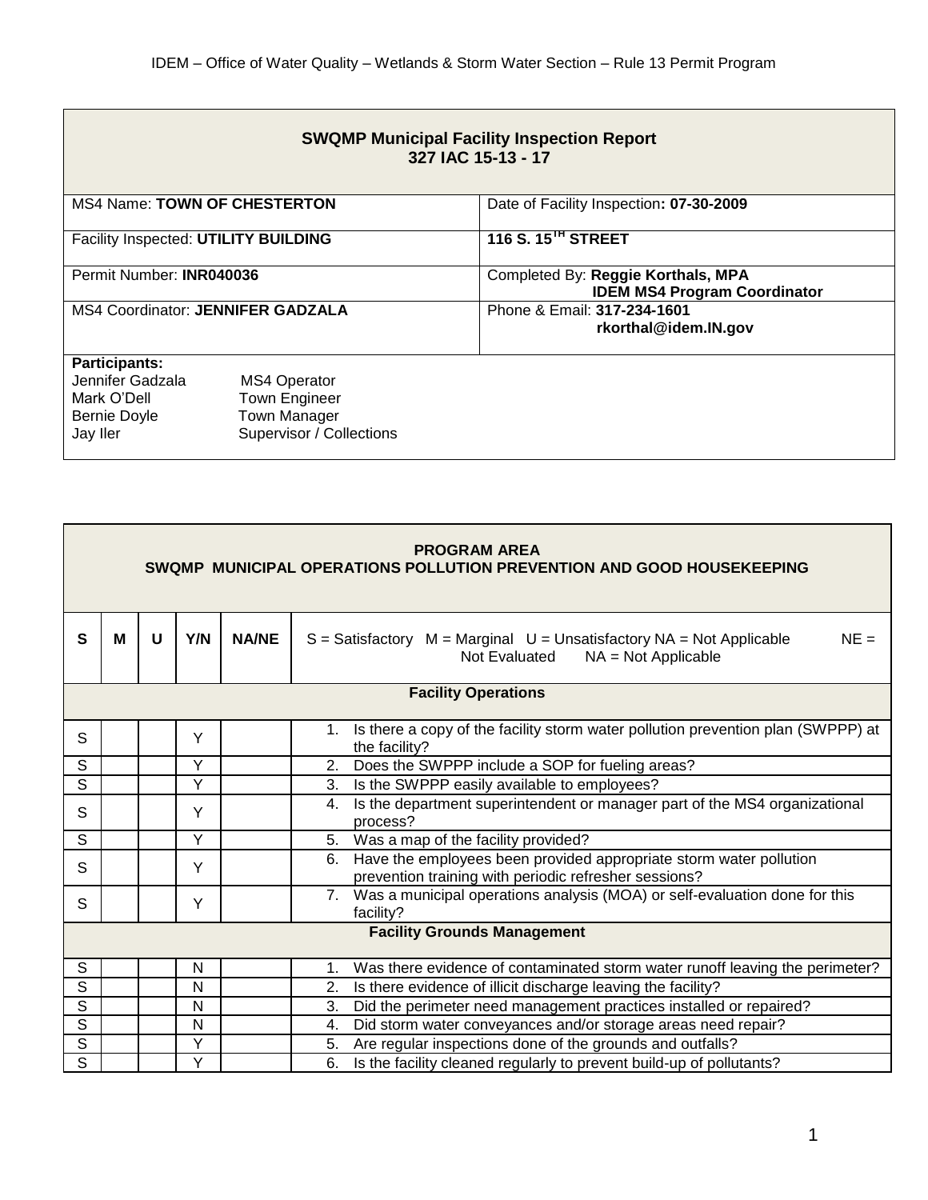| **SWQMP Municipal Facility Inspection Report**<br>**327 IAC 15-13 - 17** | |
|---|---|
| MS4 Name: **TOWN OF CHESTERTON** | Date of Facility Inspection**: 07-30-2009** |
| Facility Inspected: **UTILITY BUILDING** | **116 S. 15$^{TH}$ STREET** |
| Permit Number: **INR040036** | Completed By: **Reggie Korthals, MPA**<br>**IDEM MS4 Program Coordinator** |
| MS4 Coordinator: **JENNIFER GADZALA** | Phone & Email: **317-234-1601**<br>**rkorthal@idem.IN.gov** |

**Participants:**

| | |
|---|---|
| Jennifer Gadzala | MS4 Operator |
| Mark O'Dell | Town Engineer |
| Bernie Doyle | Town Manager |
| Jay Iler | Supervisor / Collections |

**PROGRAM AREA**
**SWQMP MUNICIPAL OPERATIONS POLLUTION PREVENTION AND GOOD HOUSEKEEPING**

| S | M | U | Y/N | NA/NE | S = Satisfactory M = Marginal U = Unsatisfactory NA = Not Applicable NE = Not Evaluated NA = Not Applicable |
|---|---|---|---|---|---|
| | | | | | **Facility Operations** |
| S | | | Y | | 1. Is there a copy of the facility storm water pollution prevention plan (SWPPP) at the facility? |
| S | | | Y | | 2. Does the SWPPP include a SOP for fueling areas? |
| S | | | Y | | 3. Is the SWPPP easily available to employees? |
| S | | | Y | | 4. Is the department superintendent or manager part of the MS4 organizational process? |
| S | | | Y | | 5. Was a map of the facility provided? |
| S | | | Y | | 6. Have the employees been provided appropriate storm water pollution prevention training with periodic refresher sessions? |
| S | | | Y | | 7. Was a municipal operations analysis (MOA) or self-evaluation done for this facility? |
| | | | | | **Facility Grounds Management** |
| S | | | N | | 1. Was there evidence of contaminated storm water runoff leaving the perimeter? |
| S | | | N | | 2. Is there evidence of illicit discharge leaving the facility? |
| S | | | N | | 3. Did the perimeter need management practices installed or repaired? |
| S | | | N | | 4. Did storm water conveyances and/or storage areas need repair? |
| S | | | Y | | 5. Are regular inspections done of the grounds and outfalls? |
| S | | | Y | | 6. Is the facility cleaned regularly to prevent build-up of pollutants? |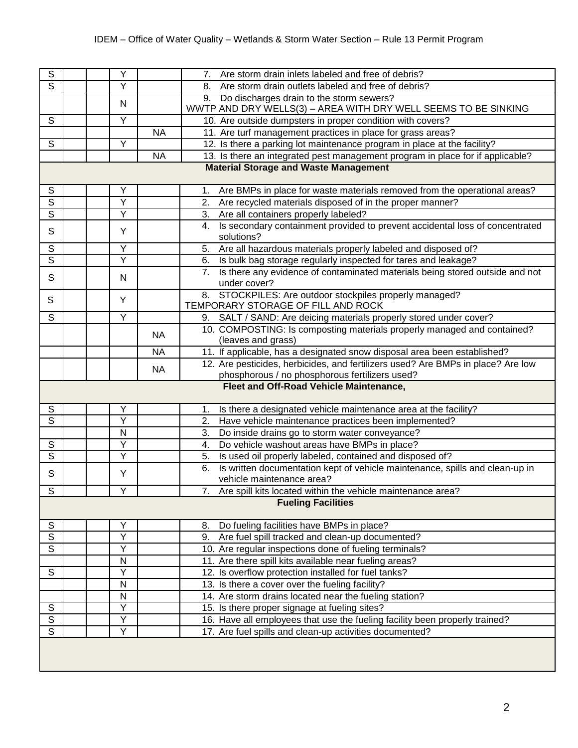| | | | | | |
|---|---|---|---|---|---|
| S | | | Y | | 7. Are storm drain inlets labeled and free of debris? |
| S | | | Y | | 8. Are storm drain outlets labeled and free of debris? |
| | | | N | | 9. Do discharges drain to the storm sewers? WWTP AND DRY WELLS(3) – AREA WITH DRY WELL SEEMS TO BE SINKING |
| S | | | Y | | 10. Are outside dumpsters in proper condition with covers? |
| | | | | NA | 11. Are turf management practices in place for grass areas? |
| S | | | Y | | 12. Is there a parking lot maintenance program in place at the facility? |
| | | | | NA | 13. Is there an integrated pest management program in place for if applicable? |
| | | | | | **Material Storage and Waste Management** |
| S | | | Y | | 1. Are BMPs in place for waste materials removed from the operational areas? |
| S | | | Y | | 2. Are recycled materials disposed of in the proper manner? |
| S | | | Y | | 3. Are all containers properly labeled? |
| S | | | Y | | 4. Is secondary containment provided to prevent accidental loss of concentrated solutions? |
| S | | | Y | | 5. Are all hazardous materials properly labeled and disposed of? |
| S | | | Y | | 6. Is bulk bag storage regularly inspected for tares and leakage? |
| S | | | N | | 7. Is there any evidence of contaminated materials being stored outside and not under cover? |
| S | | | Y | | 8. STOCKPILES: Are outdoor stockpiles properly managed? TEMPORARY STORAGE OF FILL AND ROCK |
| S | | | Y | | 9. SALT / SAND: Are deicing materials properly stored under cover? |
| | | | | NA | 10. COMPOSTING: Is composting materials properly managed and contained? (leaves and grass) |
| | | | | NA | 11. If applicable, has a designated snow disposal area been established? |
| | | | | NA | 12. Are pesticides, herbicides, and fertilizers used? Are BMPs in place? Are low phosphorous / no phosphorous fertilizers used? |
| | | | | | **Fleet and Off-Road Vehicle Maintenance,** |
| S | | | Y | | 1. Is there a designated vehicle maintenance area at the facility? |
| S | | | Y | | 2. Have vehicle maintenance practices been implemented? |
| | | | N | | 3. Do inside drains go to storm water conveyance? |
| S | | | Y | | 4. Do vehicle washout areas have BMPs in place? |
| S | | | Y | | 5. Is used oil properly labeled, contained and disposed of? |
| S | | | Y | | 6. Is written documentation kept of vehicle maintenance, spills and clean-up in vehicle maintenance area? |
| S | | | Y | | 7. Are spill kits located within the vehicle maintenance area? |
| | | | | | **Fueling Facilities** |
| S | | | Y | | 8. Do fueling facilities have BMPs in place? |
| S | | | Y | | 9. Are fuel spill tracked and clean-up documented? |
| S | | | Y | | 10. Are regular inspections done of fueling terminals? |
| | | | N | | 11. Are there spill kits available near fueling areas? |
| S | | | Y | | 12. Is overflow protection installed for fuel tanks? |
| | | | N | | 13. Is there a cover over the fueling facility? |
| | | | N | | 14. Are storm drains located near the fueling station? |
| S | | | Y | | 15. Is there proper signage at fueling sites? |
| S | | | Y | | 16. Have all employees that use the fueling facility been properly trained? |
| S | | | Y | | 17. Are fuel spills and clean-up activities documented? |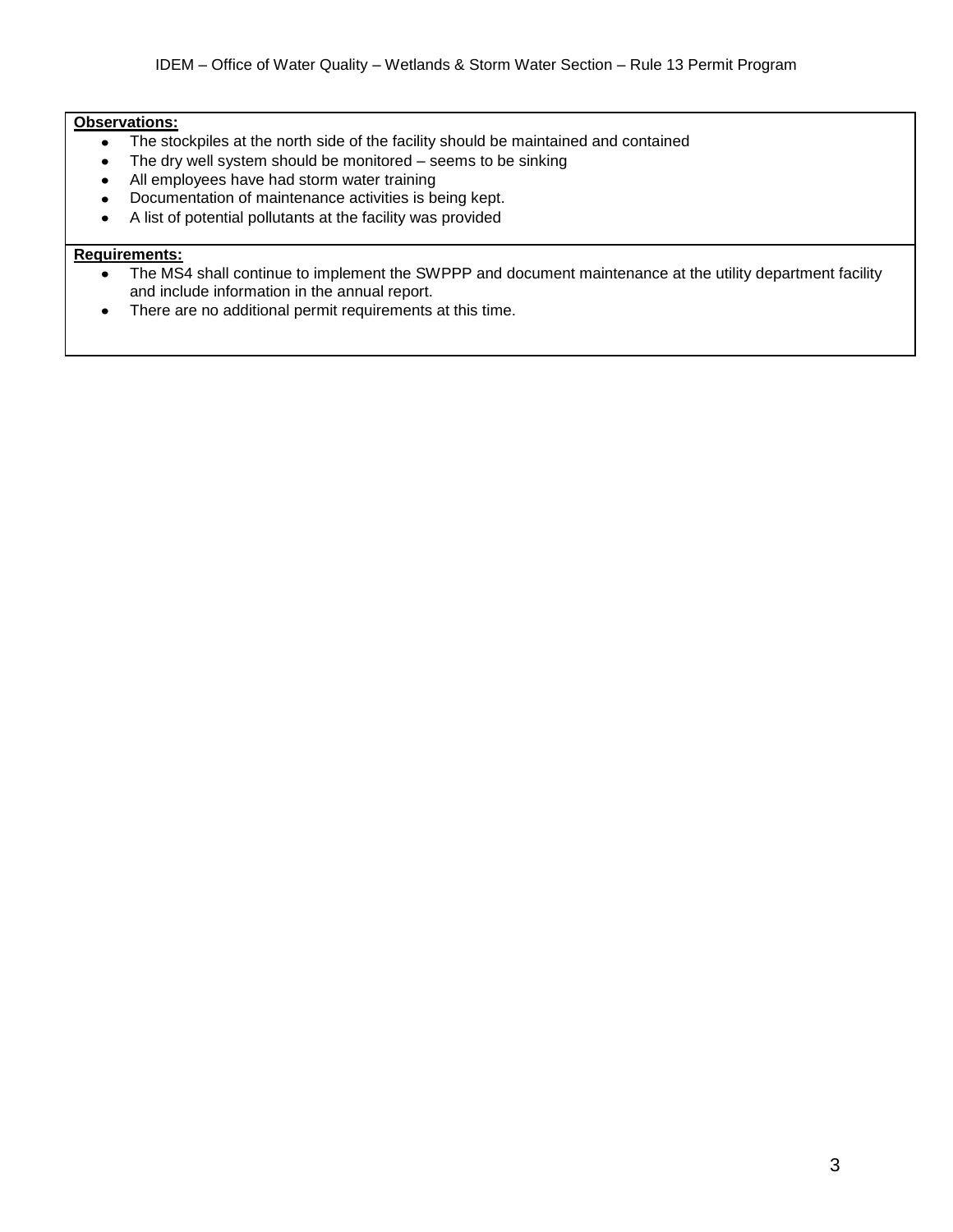**Observations:**

- The stockpiles at the north side of the facility should be maintained and contained
- The dry well system should be monitored – seems to be sinking
- All employees have had storm water training
- Documentation of maintenance activities is being kept.
- A list of potential pollutants at the facility was provided

**Requirements:**

- The MS4 shall continue to implement the SWPPP and document maintenance at the utility department facility and include information in the annual report.
- There are no additional permit requirements at this time.